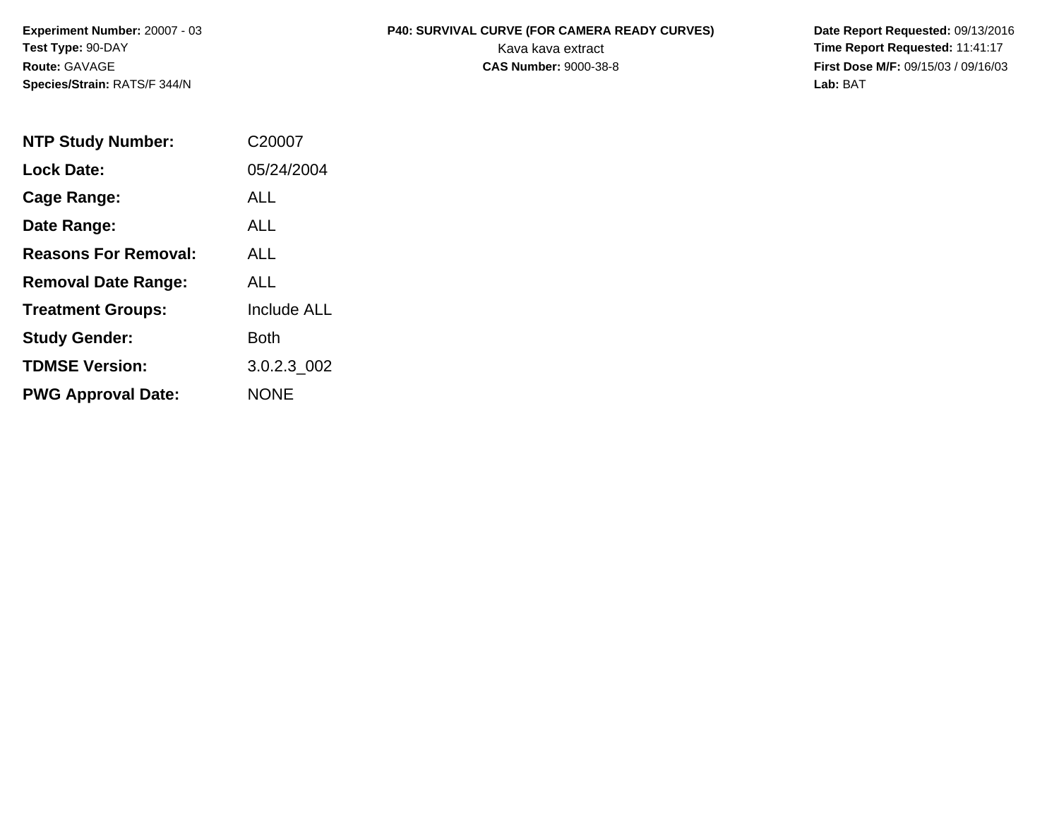**Experiment Number:** 20007 - 03
**Test Type:** 90-DAY
**Route:** GAVAGE
**Species/Strain:** RATS/F 344/N

**P40: SURVIVAL CURVE (FOR CAMERA READY CURVES)**
Kava kava extract
**CAS Number:** 9000-38-8

**Date Report Requested:** 09/13/2016
**Time Report Requested:** 11:41:17
**First Dose M/F:** 09/15/03 / 09/16/03
**Lab:** BAT

| | |
|---|---|
| **NTP Study Number:** | C20007 |
| **Lock Date:** | 05/24/2004 |
| **Cage Range:** | ALL |
| **Date Range:** | ALL |
| **Reasons For Removal:** | ALL |
| **Removal Date Range:** | ALL |
| **Treatment Groups:** | Include ALL |
| **Study Gender:** | Both |
| **TDMSE Version:** | 3.0.2.3_002 |
| **PWG Approval Date:** | NONE |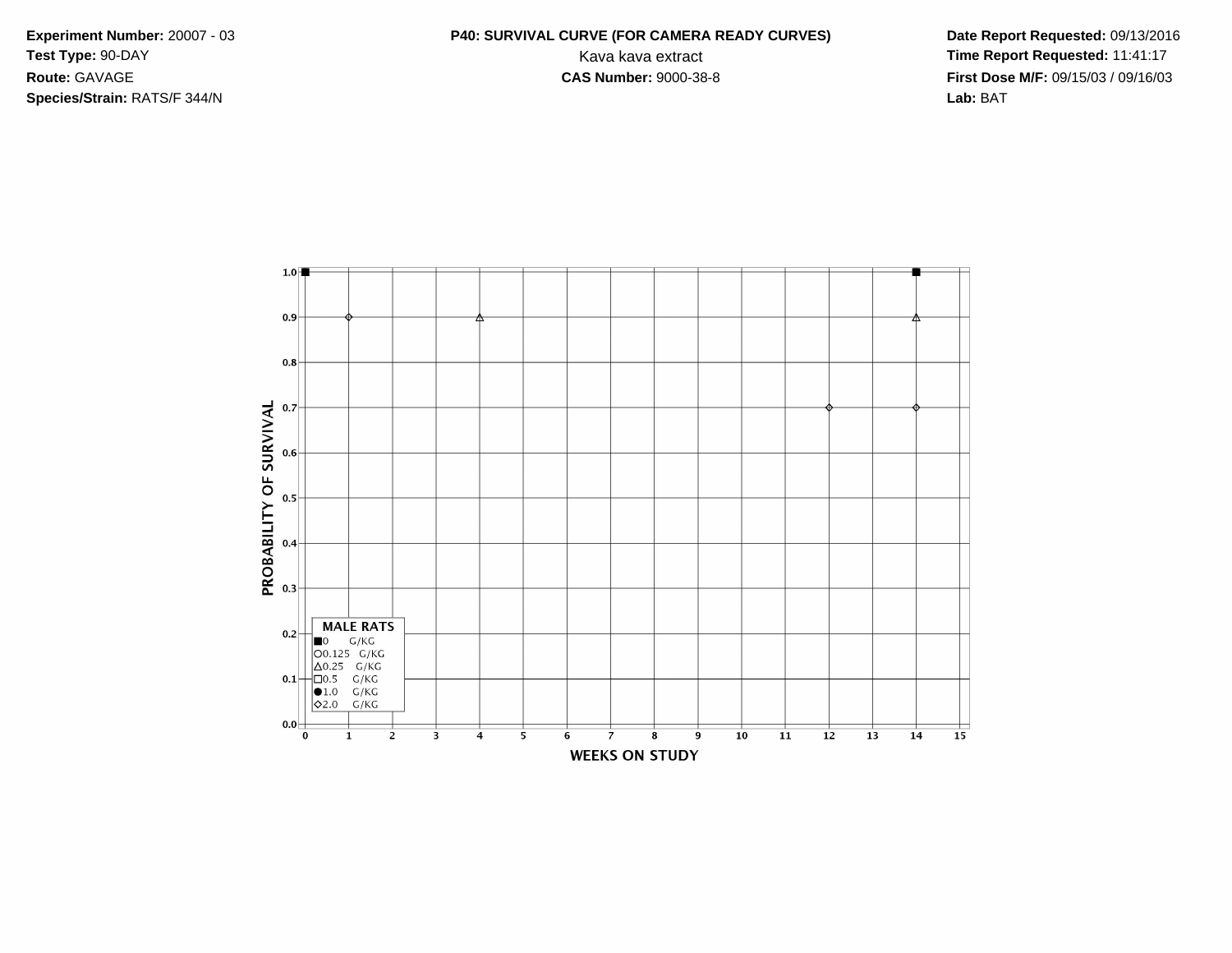**Experiment Number:** 20007 - 03
**Test Type:** 90-DAY
**Route:** GAVAGE
**Species/Strain:** RATS/F 344/N

**P40: SURVIVAL CURVE (FOR CAMERA READY CURVES)**
Kava kava extract
**CAS Number:** 9000-38-8

**Date Report Requested:** 09/13/2016
**Time Report Requested:** 11:41:17
**First Dose M/F:** 09/15/03 / 09/16/03
**Lab:** BAT

PROBABILITY OF SURVIVAL

1.0
0.9
0.8
0.7
0.6
0.5
0.4
0.3
0.2
0.1
0.0

0 1 2 3 4 5 6 7 8 9 10 11 12 13 14 15

WEEKS ON STUDY

MALE RATS
■0 G/KG
○0.125 G/KG
△0.25 G/KG
□0.5 G/KG
●1.0 G/KG
◇2.0 G/KG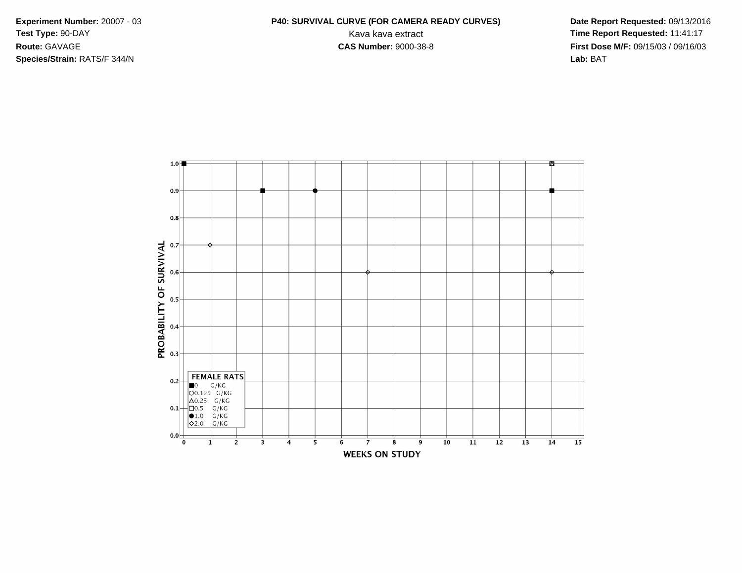**Experiment Number:** 20007 - 03
**Test Type:** 90-DAY
**Route:** GAVAGE
**Species/Strain:** RATS/F 344/N

**P40: SURVIVAL CURVE (FOR CAMERA READY CURVES)**
Kava kava extract
**CAS Number:** 9000-38-8

**Date Report Requested:** 09/13/2016
**Time Report Requested:** 11:41:17
**First Dose M/F:** 09/15/03 / 09/16/03
**Lab:** BAT

PROBABILITY OF SURVIVAL
1.0
0.9
0.8
0.7
0.6
0.5
0.4
0.3
0.2
0.1
0.0

WEEKS ON STUDY
0 1 2 3 4 5 6 7 8 9 10 11 12 13 14 15

FEMALE RATS
■0 G/KG
○0.125 G/KG
△0.25 G/KG
□0.5 G/KG
●1.0 G/KG
◇2.0 G/KG